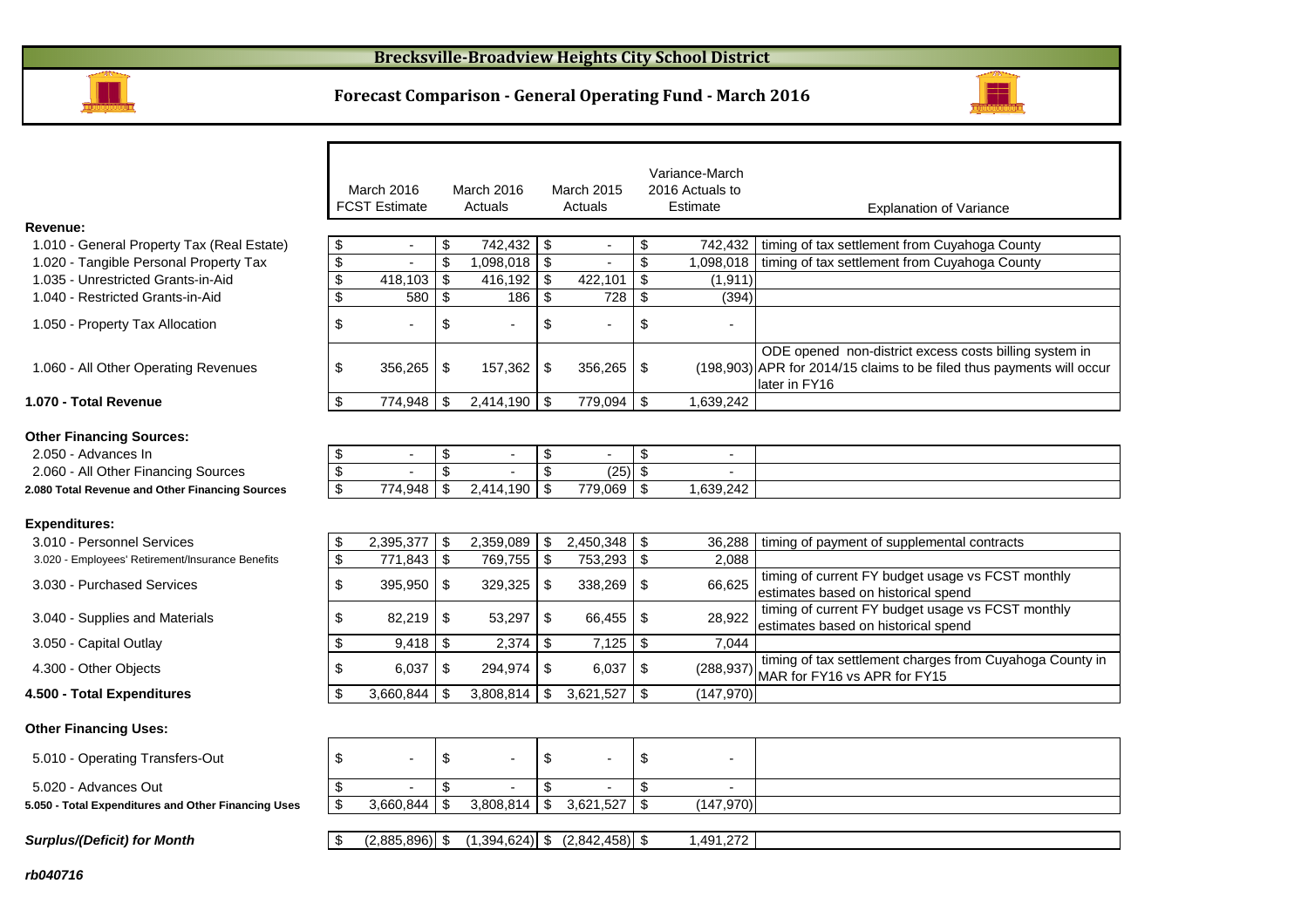# Brecksville-Broadview Heights City School District

## Forecast Comparison - General Operating Fund - March 2016

| | March 2016 FCST Estimate | March 2016 Actuals | March 2015 Actuals | Variance-March 2016 Actuals to Estimate | Explanation of Variance |
|---|---|---|---|---|---|
| **Revenue:** | | | | | |
| 1.010 - General Property Tax (Real Estate) | $ - | $ 742,432 | $ - | $ 742,432 | timing of tax settlement from Cuyahoga County |
| 1.020 - Tangible Personal Property Tax | $ - | $ 1,098,018 | $ - | $ 1,098,018 | timing of tax settlement from Cuyahoga County |
| 1.035 - Unrestricted Grants-in-Aid | $ 418,103 | $ 416,192 | $ 422,101 | $ (1,911) | |
| 1.040 - Restricted Grants-in-Aid | $ 580 | $ 186 | $ 728 | $ (394) | |
| 1.050 - Property Tax Allocation | $ - | $ - | $ - | $ - | |
| 1.060 - All Other Operating Revenues | $ 356,265 | $ 157,362 | $ 356,265 | $ (198,903) | ODE opened non-district excess costs billing system in APR for 2014/15 claims to be filed thus payments will occur later in FY16 |
| **1.070 - Total Revenue** | $ 774,948 | $ 2,414,190 | $ 779,094 | $ 1,639,242 | |
| **Other Financing Sources:** | | | | | |
| 2.050 - Advances In | $ - | $ - | $ - | $ - | |
| 2.060 - All Other Financing Sources | $ - | $ - | $ (25) | $ - | |
| **2.080 Total Revenue and Other Financing Sources** | $ 774,948 | $ 2,414,190 | $ 779,069 | $ 1,639,242 | |
| **Expenditures:** | | | | | |
| 3.010 - Personnel Services | $ 2,395,377 | $ 2,359,089 | $ 2,450,348 | $ 36,288 | timing of payment of supplemental contracts |
| 3.020 - Employees' Retirement/Insurance Benefits | $ 771,843 | $ 769,755 | $ 753,293 | $ 2,088 | |
| 3.030 - Purchased Services | $ 395,950 | $ 329,325 | $ 338,269 | $ 66,625 | timing of current FY budget usage vs FCST monthly estimates based on historical spend |
| 3.040 - Supplies and Materials | $ 82,219 | $ 53,297 | $ 66,455 | $ 28,922 | timing of current FY budget usage vs FCST monthly estimates based on historical spend |
| 3.050 - Capital Outlay | $ 9,418 | $ 2,374 | $ 7,125 | $ 7,044 | |
| 4.300 - Other Objects | $ 6,037 | $ 294,974 | $ 6,037 | $ (288,937) | timing of tax settlement charges from Cuyahoga County in MAR for FY16 vs APR for FY15 |
| **4.500 - Total Expenditures** | $ 3,660,844 | $ 3,808,814 | $ 3,621,527 | $ (147,970) | |
| **Other Financing Uses:** | | | | | |
| 5.010 - Operating Transfers-Out | $ - | $ - | $ - | $ - | |
| 5.020 - Advances Out | $ - | $ - | $ - | $ - | |
| **5.050 - Total Expenditures and Other Financing Uses** | $ 3,660,844 | $ 3,808,814 | $ 3,621,527 | $ (147,970) | |
| ***Surplus/(Deficit) for Month*** | $ (2,885,896) | $ (1,394,624) | $ (2,842,458) | $ 1,491,272 | |

*rb040716*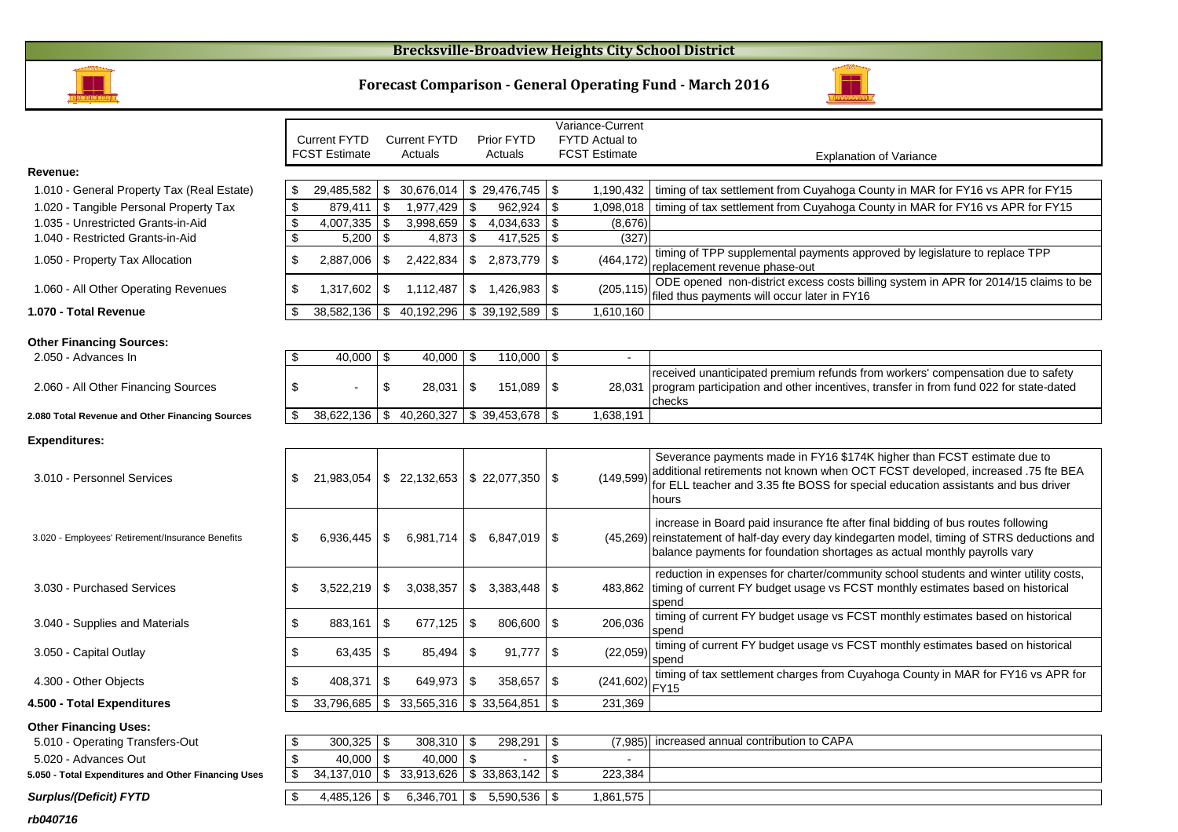# Brecksville-Broadview Heights City School District

## Forecast Comparison - General Operating Fund - March 2016

| | Current FYTD FCST Estimate | Current FYTD Actuals | Prior FYTD Actuals | Variance-Current FYTD Actual to FCST Estimate | Explanation of Variance |
|---|---|---|---|---|---|
| **Revenue:** | | | | | |
| 1.010 - General Property Tax (Real Estate) | $ 29,485,582 | $ 30,676,014 | $ 29,476,745 | $ 1,190,432 | timing of tax settlement from Cuyahoga County in MAR for FY16 vs APR for FY15 |
| 1.020 - Tangible Personal Property Tax | $ 879,411 | $ 1,977,429 | $ 962,924 | $ 1,098,018 | timing of tax settlement from Cuyahoga County in MAR for FY16 vs APR for FY15 |
| 1.035 - Unrestricted Grants-in-Aid | $ 4,007,335 | $ 3,998,659 | $ 4,034,633 | $ (8,676) | |
| 1.040 - Restricted Grants-in-Aid | $ 5,200 | $ 4,873 | $ 417,525 | $ (327) | |
| 1.050 - Property Tax Allocation | $ 2,887,006 | $ 2,422,834 | $ 2,873,779 | $ (464,172) | timing of TPP supplemental payments approved by legislature to replace TPP replacement revenue phase-out |
| 1.060 - All Other Operating Revenues | $ 1,317,602 | $ 1,112,487 | $ 1,426,983 | $ (205,115) | ODE opened non-district excess costs billing system in APR for 2014/15 claims to be filed thus payments will occur later in FY16 |
| **1.070 - Total Revenue** | $ 38,582,136 | $ 40,192,296 | $ 39,192,589 | $ 1,610,160 | |
| **Other Financing Sources:** | | | | | |
| 2.050 - Advances In | $ 40,000 | $ 40,000 | $ 110,000 | $ - | |
| 2.060 - All Other Financing Sources | $ - | $ 28,031 | $ 151,089 | $ 28,031 | received unanticipated premium refunds from workers' compensation due to safety program participation and other incentives, transfer in from fund 022 for state-dated checks |
| **2.080 Total Revenue and Other Financing Sources** | $ 38,622,136 | $ 40,260,327 | $ 39,453,678 | $ 1,638,191 | |
| **Expenditures:** | | | | | |
| 3.010 - Personnel Services | $ 21,983,054 | $ 22,132,653 | $ 22,077,350 | $ (149,599) | Severance payments made in FY16 $174K higher than FCST estimate due to additional retirements not known when OCT FCST developed, increased .75 fte BEA for ELL teacher and 3.35 fte BOSS for special education assistants and bus driver hours |
| 3.020 - Employees' Retirement/Insurance Benefits | $ 6,936,445 | $ 6,981,714 | $ 6,847,019 | $ (45,269) | increase in Board paid insurance fte after final bidding of bus routes following reinstatement of half-day every day kindergarten model, timing of STRS deductions and balance payments for foundation shortages as actual monthly payrolls vary |
| 3.030 - Purchased Services | $ 3,522,219 | $ 3,038,357 | $ 3,383,448 | $ 483,862 | reduction in expenses for charter/community school students and winter utility costs, timing of current FY budget usage vs FCST monthly estimates based on historical spend |
| 3.040 - Supplies and Materials | $ 883,161 | $ 677,125 | $ 806,600 | $ 206,036 | timing of current FY budget usage vs FCST monthly estimates based on historical spend |
| 3.050 - Capital Outlay | $ 63,435 | $ 85,494 | $ 91,777 | $ (22,059) | timing of current FY budget usage vs FCST monthly estimates based on historical spend |
| 4.300 - Other Objects | $ 408,371 | $ 649,973 | $ 358,657 | $ (241,602) | timing of tax settlement charges from Cuyahoga County in MAR for FY16 vs APR for FY15 |
| **4.500 - Total Expenditures** | $ 33,796,685 | $ 33,565,316 | $ 33,564,851 | $ 231,369 | |
| **Other Financing Uses:** | | | | | |
| 5.010 - Operating Transfers-Out | $ 300,325 | $ 308,310 | $ 298,291 | $ (7,985) | increased annual contribution to CAPA |
| 5.020 - Advances Out | $ 40,000 | $ 40,000 | $ - | $ - | |
| **5.050 - Total Expenditures and Other Financing Uses** | $ 34,137,010 | $ 33,913,626 | $ 33,863,142 | $ 223,384 | |
| ***Surplus/(Deficit) FYTD*** | $ 4,485,126 | $ 6,346,701 | $ 5,590,536 | $ 1,861,575 | |

***rb040716***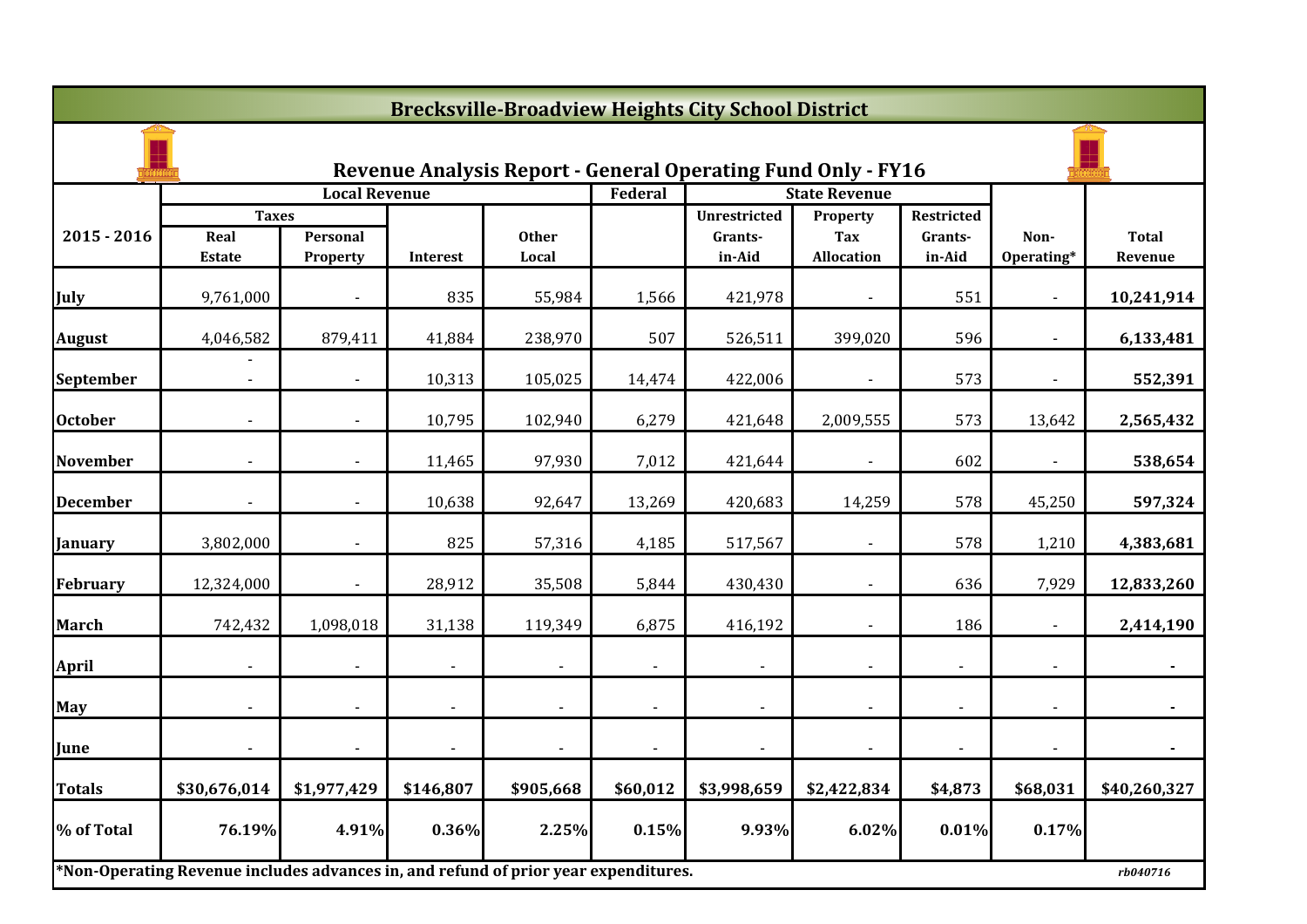## Brecksville-Broadview Heights City School District

### Revenue Analysis Report - General Operating Fund Only - FY16

| 2015 - 2016 | Local Revenue | | | | Federal | State Revenue | | | | |
|---|---|---|---|---|---|---|---|---|---|---|
| | Taxes | | | | | | | | | |
| | Real Estate | Personal Property | Interest | Other Local | | Unrestricted Grants-in-Aid | Property Tax Allocation | Restricted Grants-in-Aid | Non-Operating* | Total Revenue |
| July | 9,761,000 | - | 835 | 55,984 | 1,566 | 421,978 | - | 551 | - | **10,241,914** |
| August | 4,046,582 | 879,411 | 41,884 | 238,970 | 507 | 526,511 | 399,020 | 596 | - | **6,133,481** |
| September | - - | - | 10,313 | 105,025 | 14,474 | 422,006 | - | 573 | - | **552,391** |
| October | - | - | 10,795 | 102,940 | 6,279 | 421,648 | 2,009,555 | 573 | 13,642 | **2,565,432** |
| November | - | - | 11,465 | 97,930 | 7,012 | 421,644 | - | 602 | - | **538,654** |
| December | - | - | 10,638 | 92,647 | 13,269 | 420,683 | 14,259 | 578 | 45,250 | **597,324** |
| January | 3,802,000 | - | 825 | 57,316 | 4,185 | 517,567 | - | 578 | 1,210 | **4,383,681** |
| February | 12,324,000 | - | 28,912 | 35,508 | 5,844 | 430,430 | - | 636 | 7,929 | **12,833,260** |
| March | 742,432 | 1,098,018 | 31,138 | 119,349 | 6,875 | 416,192 | - | 186 | - | **2,414,190** |
| April | - | - | - | - | - | - | - | - | - | **-** |
| May | - | - | - | - | - | - | - | - | - | **-** |
| June | - | - | - | - | - | - | - | - | - | **-** |
| **Totals** | **$30,676,014** | **$1,977,429** | **$146,807** | **$905,668** | **$60,012** | **$3,998,659** | **$2,422,834** | **$4,873** | **$68,031** | **$40,260,327** |
| **% of Total** | **76.19%** | **4.91%** | **0.36%** | **2.25%** | **0.15%** | **9.93%** | **6.02%** | **0.01%** | **0.17%** | |

**\*Non-Operating Revenue includes advances in, and refund of prior year expenditures.**

*rb040716*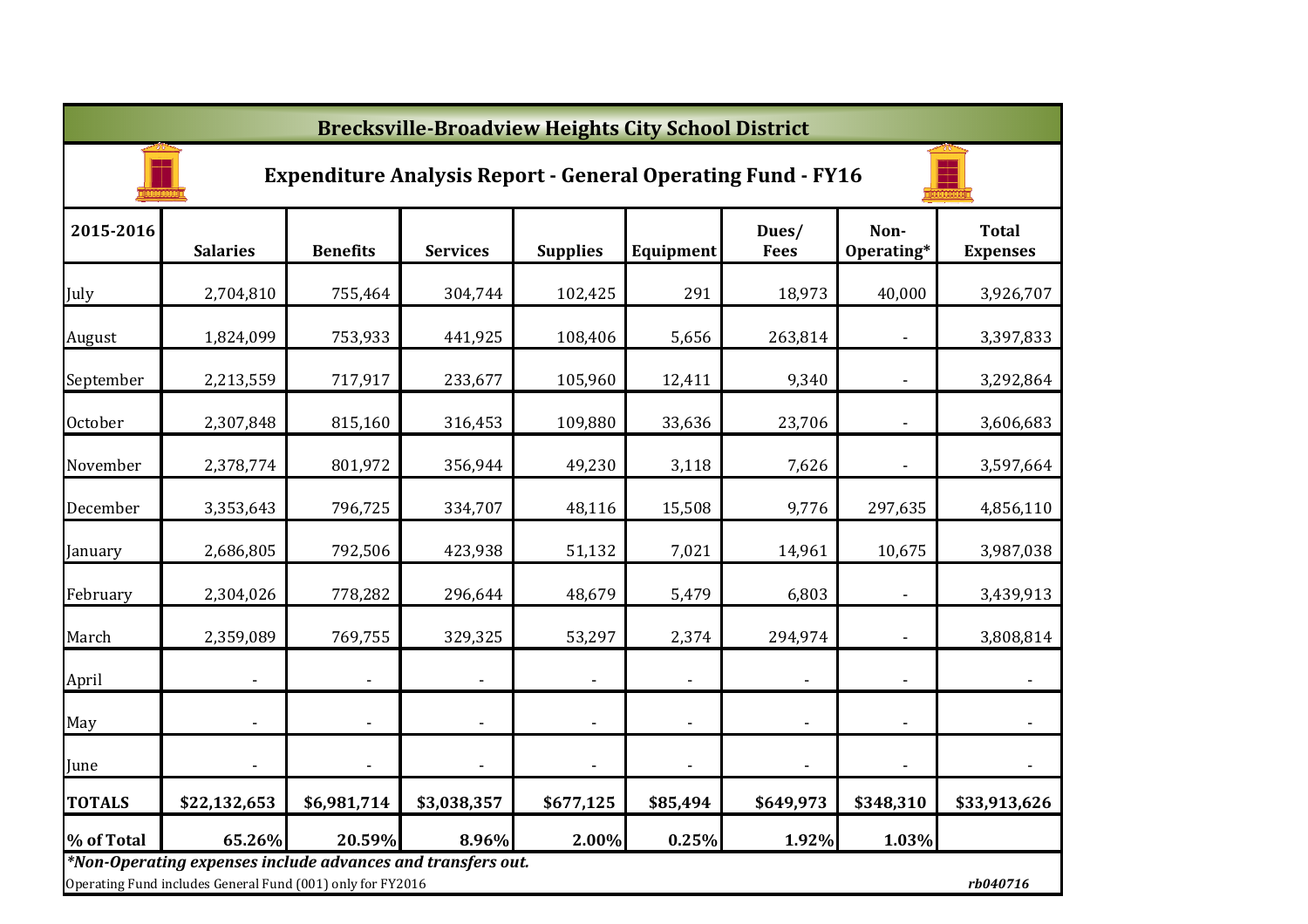# Brecksville-Broadview Heights City School District

## Expenditure Analysis Report - General Operating Fund - FY16

| 2015-2016 | Salaries | Benefits | Services | Supplies | Equipment | Dues/ Fees | Non-Operating* | Total Expenses |
|---|---|---|---|---|---|---|---|---|
| July | 2,704,810 | 755,464 | 304,744 | 102,425 | 291 | 18,973 | 40,000 | 3,926,707 |
| August | 1,824,099 | 753,933 | 441,925 | 108,406 | 5,656 | 263,814 | - | 3,397,833 |
| September | 2,213,559 | 717,917 | 233,677 | 105,960 | 12,411 | 9,340 | - | 3,292,864 |
| October | 2,307,848 | 815,160 | 316,453 | 109,880 | 33,636 | 23,706 | - | 3,606,683 |
| November | 2,378,774 | 801,972 | 356,944 | 49,230 | 3,118 | 7,626 | - | 3,597,664 |
| December | 3,353,643 | 796,725 | 334,707 | 48,116 | 15,508 | 9,776 | 297,635 | 4,856,110 |
| January | 2,686,805 | 792,506 | 423,938 | 51,132 | 7,021 | 14,961 | 10,675 | 3,987,038 |
| February | 2,304,026 | 778,282 | 296,644 | 48,679 | 5,479 | 6,803 | - | 3,439,913 |
| March | 2,359,089 | 769,755 | 329,325 | 53,297 | 2,374 | 294,974 | - | 3,808,814 |
| April | - | - | - | - | - | - | - | - |
| May | - | - | - | - | - | - | - | - |
| June | - | - | - | - | - | - | - | - |
| **TOTALS** | **$22,132,653** | **$6,981,714** | **$3,038,357** | **$677,125** | **$85,494** | **$649,973** | **$348,310** | **$33,913,626** |
| **% of Total** | **65.26%** | **20.59%** | **8.96%** | **2.00%** | **0.25%** | **1.92%** | **1.03%** | |

***Non-Operating expenses include advances and transfers out.***

Operating Fund includes General Fund (001) only for FY2016

*rb040716*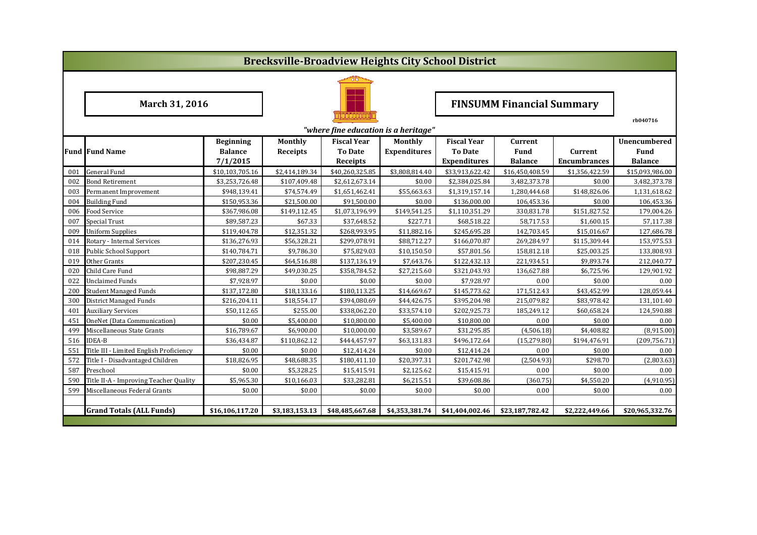# Brecksville-Broadview Heights City School District

**March 31, 2016**

**FINSUMM Financial Summary**

rb040716

*"where fine education is a heritage"*

| Fund | Fund Name | Beginning Balance 7/1/2015 | Monthly Receipts | Fiscal Year To Date Receipts | Monthly Expenditures | Fiscal Year To Date Expenditures | Current Fund Balance | Current Encumbrances | Unencumbered Fund Balance |
|---|---|---|---|---|---|---|---|---|---|
| 001 | General Fund | $10,103,705.16 | $2,414,189.34 | $40,260,325.85 | $3,808,814.40 | $33,913,622.42 | $16,450,408.59 | $1,356,422.59 | $15,093,986.00 |
| 002 | Bond Retirement | $3,253,726.48 | $107,409.48 | $2,612,673.14 | $0.00 | $2,384,025.84 | 3,482,373.78 | $0.00 | 3,482,373.78 |
| 003 | Permanent Improvement | $948,139.41 | $74,574.49 | $1,651,462.41 | $55,663.63 | $1,319,157.14 | 1,280,444.68 | $148,826.06 | 1,131,618.62 |
| 004 | Building Fund | $150,953.36 | $21,500.00 | $91,500.00 | $0.00 | $136,000.00 | 106,453.36 | $0.00 | 106,453.36 |
| 006 | Food Service | $367,986.08 | $149,112.45 | $1,073,196.99 | $149,541.25 | $1,110,351.29 | 330,831.78 | $151,827.52 | 179,004.26 |
| 007 | Special Trust | $89,587.23 | $67.33 | $37,648.52 | $227.71 | $68,518.22 | 58,717.53 | $1,600.15 | 57,117.38 |
| 009 | Uniform Supplies | $119,404.78 | $12,351.32 | $268,993.95 | $11,882.16 | $245,695.28 | 142,703.45 | $15,016.67 | 127,686.78 |
| 014 | Rotary - Internal Services | $136,276.93 | $56,328.21 | $299,078.91 | $88,712.27 | $166,070.87 | 269,284.97 | $115,309.44 | 153,975.53 |
| 018 | Public School Support | $140,784.71 | $9,786.30 | $75,829.03 | $10,150.50 | $57,801.56 | 158,812.18 | $25,003.25 | 133,808.93 |
| 019 | Other Grants | $207,230.45 | $64,516.88 | $137,136.19 | $7,643.76 | $122,432.13 | 221,934.51 | $9,893.74 | 212,040.77 |
| 020 | Child Care Fund | $98,887.29 | $49,030.25 | $358,784.52 | $27,215.60 | $321,043.93 | 136,627.88 | $6,725.96 | 129,901.92 |
| 022 | Unclaimed Funds | $7,928.97 | $0.00 | $0.00 | $0.00 | $7,928.97 | 0.00 | $0.00 | 0.00 |
| 200 | Student Managed Funds | $137,172.80 | $18,133.16 | $180,113.25 | $14,669.67 | $145,773.62 | 171,512.43 | $43,452.99 | 128,059.44 |
| 300 | District Managed Funds | $216,204.11 | $18,554.17 | $394,080.69 | $44,426.75 | $395,204.98 | 215,079.82 | $83,978.42 | 131,101.40 |
| 401 | Auxiliary Services | $50,112.65 | $255.00 | $338,062.20 | $33,574.10 | $202,925.73 | 185,249.12 | $60,658.24 | 124,590.88 |
| 451 | OneNet (Data Communication) | $0.00 | $5,400.00 | $10,800.00 | $5,400.00 | $10,800.00 | 0.00 | $0.00 | 0.00 |
| 499 | Miscellaneous State Grants | $16,789.67 | $6,900.00 | $10,000.00 | $3,589.67 | $31,295.85 | (4,506.18) | $4,408.82 | (8,915.00) |
| 516 | IDEA-B | $36,434.87 | $110,862.12 | $444,457.97 | $63,131.83 | $496,172.64 | (15,279.80) | $194,476.91 | (209,756.71) |
| 551 | Title III - Limited English Proficiency | $0.00 | $0.00 | $12,414.24 | $0.00 | $12,414.24 | 0.00 | $0.00 | 0.00 |
| 572 | Title I - Disadvantaged Children | $18,826.95 | $48,688.35 | $180,411.10 | $20,397.31 | $201,742.98 | (2,504.93) | $298.70 | (2,803.63) |
| 587 | Preschool | $0.00 | $5,328.25 | $15,415.91 | $2,125.62 | $15,415.91 | 0.00 | $0.00 | 0.00 |
| 590 | Title II-A - Improving Teacher Quality | $5,965.30 | $10,166.03 | $33,282.81 | $6,215.51 | $39,608.86 | (360.75) | $4,550.20 | (4,910.95) |
| 599 | Miscellaneous Federal Grants | $0.00 | $0.00 | $0.00 | $0.00 | $0.00 | 0.00 | $0.00 | 0.00 |
| | | | | | | | | | |
| | **Grand Totals (ALL Funds)** | **$16,106,117.20** | **$3,183,153.13** | **$48,485,667.68** | **$4,353,381.74** | **$41,404,002.46** | **$23,187,782.42** | **$2,222,449.66** | **$20,965,332.76** |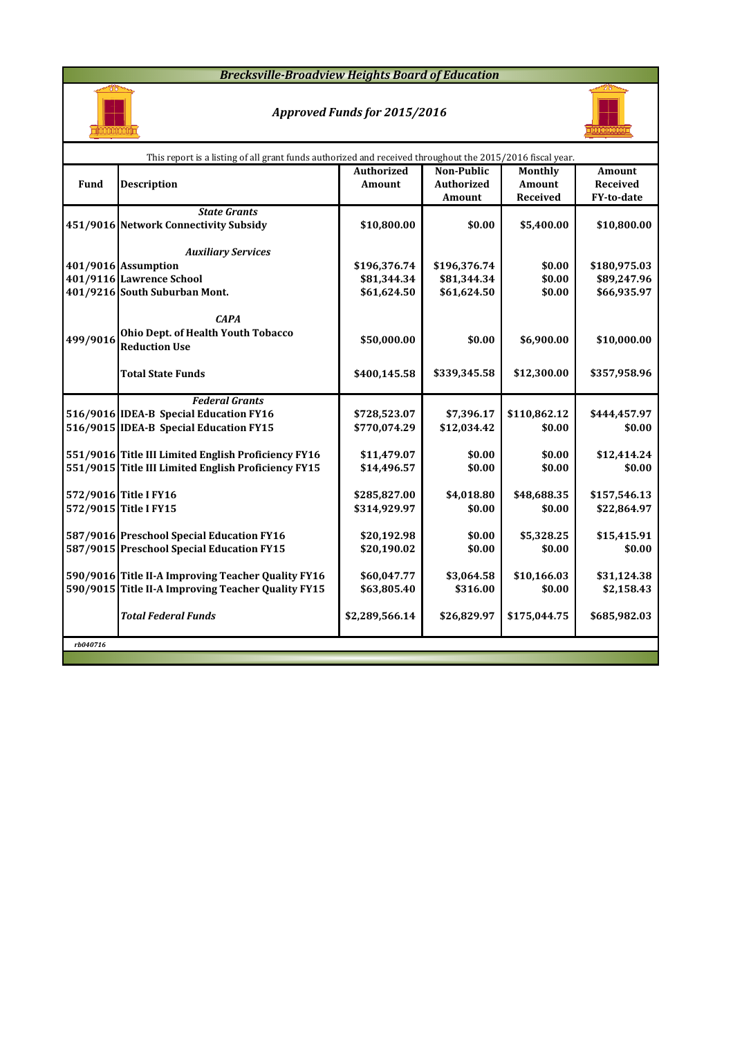# *Brecksville-Broadview Heights Board of Education*

## *Approved Funds for 2015/2016*

This report is a listing of all grant funds authorized and received throughout the 2015/2016 fiscal year.

| Fund | Description | Authorized Amount | Non-Public Authorized Amount | Monthly Amount Received | Amount Received FY-to-date |
|---|---|---|---|---|---|
| | ***State Grants*** | | | | |
| 451/9016 | **Network Connectivity Subsidy** | **$10,800.00** | **$0.00** | **$5,400.00** | **$10,800.00** |
| | ***Auxiliary Services*** | | | | |
| 401/9016 | **Assumption** | **$196,376.74** | **$196,376.74** | **$0.00** | **$180,975.03** |
| 401/9116 | **Lawrence School** | **$81,344.34** | **$81,344.34** | **$0.00** | **$89,247.96** |
| 401/9216 | **South Suburban Mont.** | **$61,624.50** | **$61,624.50** | **$0.00** | **$66,935.97** |
| | ***CAPA*** | | | | |
| 499/9016 | **Ohio Dept. of Health Youth Tobacco Reduction Use** | **$50,000.00** | **$0.00** | **$6,900.00** | **$10,000.00** |
| | **Total State Funds** | **$400,145.58** | **$339,345.58** | **$12,300.00** | **$357,958.96** |
| | ***Federal Grants*** | | | | |
| 516/9016 | **IDEA-B Special Education FY16** | **$728,523.07** | **$7,396.17** | **$110,862.12** | **$444,457.97** |
| 516/9015 | **IDEA-B Special Education FY15** | **$770,074.29** | **$12,034.42** | **$0.00** | **$0.00** |
| 551/9016 | **Title III Limited English Proficiency FY16** | **$11,479.07** | **$0.00** | **$0.00** | **$12,414.24** |
| 551/9015 | **Title III Limited English Proficiency FY15** | **$14,496.57** | **$0.00** | **$0.00** | **$0.00** |
| 572/9016 | **Title I FY16** | **$285,827.00** | **$4,018.80** | **$48,688.35** | **$157,546.13** |
| 572/9015 | **Title I FY15** | **$314,929.97** | **$0.00** | **$0.00** | **$22,864.97** |
| 587/9016 | **Preschool Special Education FY16** | **$20,192.98** | **$0.00** | **$5,328.25** | **$15,415.91** |
| 587/9015 | **Preschool Special Education FY15** | **$20,190.02** | **$0.00** | **$0.00** | **$0.00** |
| 590/9016 | **Title II-A Improving Teacher Quality FY16** | **$60,047.77** | **$3,064.58** | **$10,166.03** | **$31,124.38** |
| 590/9015 | **Title II-A Improving Teacher Quality FY15** | **$63,805.40** | **$316.00** | **$0.00** | **$2,158.43** |
| | ***Total Federal Funds*** | **$2,289,566.14** | **$26,829.97** | **$175,044.75** | **$685,982.03** |

*rb040716*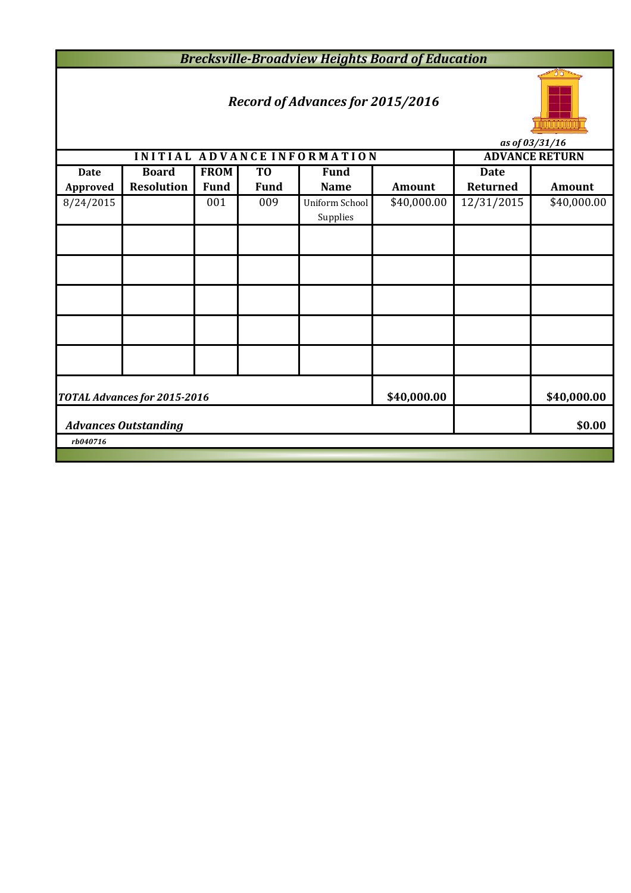# *Brecksville-Broadview Heights Board of Education*

## *Record of Advances for 2015/2016*

*as of 03/31/16*

| INITIAL ADVANCE INFORMATION | | | | | | ADVANCE RETURN | |
|---|---|---|---|---|---|---|---|
| **Date Approved** | **Board Resolution** | **FROM Fund** | **TO Fund** | **Fund Name** | **Amount** | **Date Returned** | **Amount** |
| 8/24/2015 | | 001 | 009 | Uniform School Supplies | $40,000.00 | 12/31/2015 | $40,000.00 |
| | | | | | | | |
| | | | | | | | |
| | | | | | | | |
| | | | | | | | |
| | | | | | | | |
| ***TOTAL Advances for 2015-2016*** | | | | | **$40,000.00** | | **$40,000.00** |
| ***Advances Outstanding*** | | | | | | | **$0.00** |

*rb040716*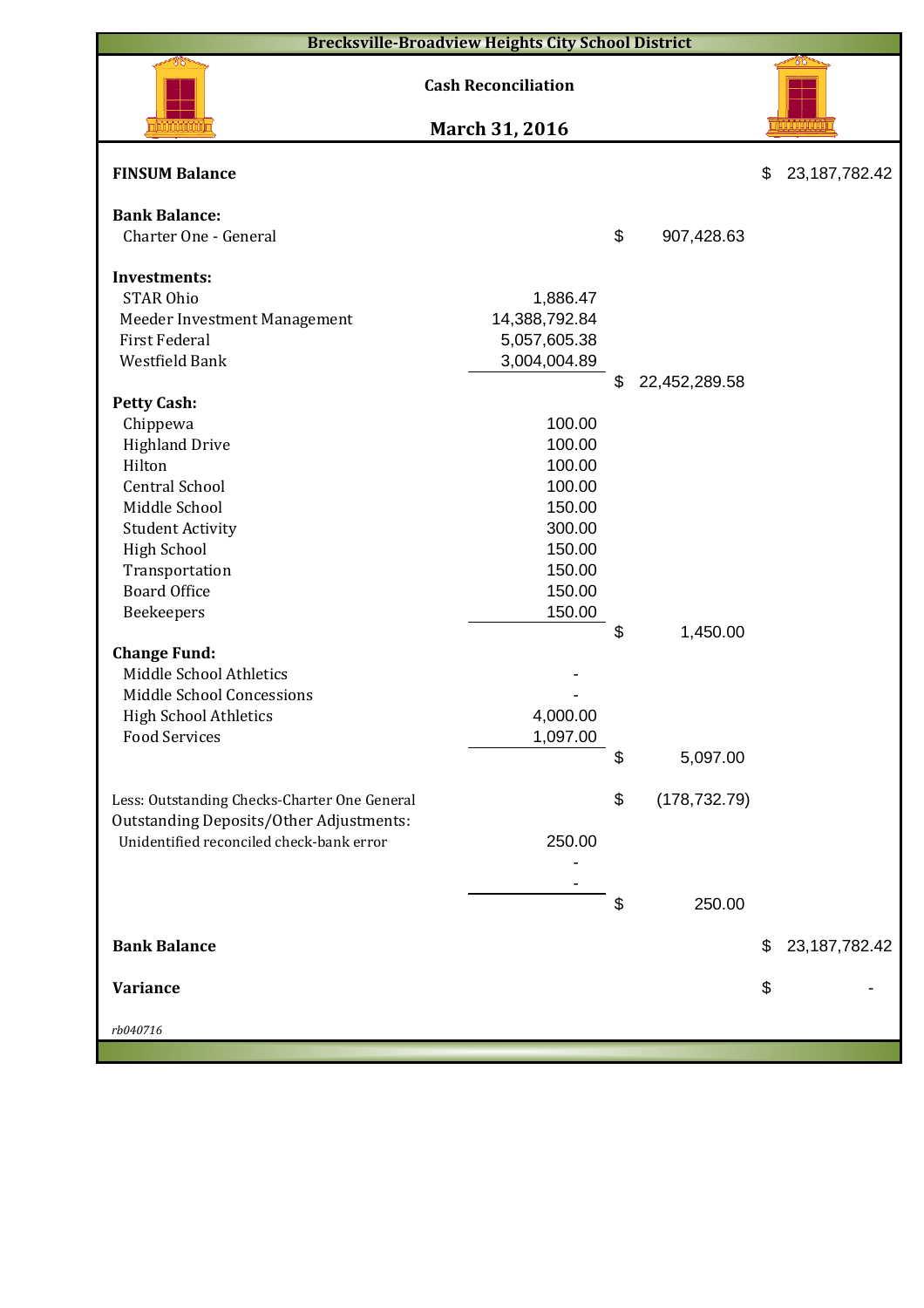# Brecksville-Broadview Heights City School District

## Cash Reconciliation

## March 31, 2016

| | | | |
|---|---|---|---|
| **FINSUM Balance** | | | $ 23,187,782.42 |
| | | | |
| **Bank Balance:** | | | |
| Charter One - General | | $ 907,428.63 | |
| | | | |
| **Investments:** | | | |
| STAR Ohio | 1,886.47 | | |
| Meeder Investment Management | 14,388,792.84 | | |
| First Federal | 5,057,605.38 | | |
| Westfield Bank | 3,004,004.89 | | |
| | | $ 22,452,289.58 | |
| **Petty Cash:** | | | |
| Chippewa | 100.00 | | |
| Highland Drive | 100.00 | | |
| Hilton | 100.00 | | |
| Central School | 100.00 | | |
| Middle School | 150.00 | | |
| Student Activity | 300.00 | | |
| High School | 150.00 | | |
| Transportation | 150.00 | | |
| Board Office | 150.00 | | |
| Beekeepers | 150.00 | | |
| | | $ 1,450.00 | |
| **Change Fund:** | | | |
| Middle School Athletics | - | | |
| Middle School Concessions | - | | |
| High School Athletics | 4,000.00 | | |
| Food Services | 1,097.00 | | |
| | | $ 5,097.00 | |
| | | | |
| Less: Outstanding Checks-Charter One General | | $ (178,732.79) | |
| Outstanding Deposits/Other Adjustments: | | | |
| Unidentified reconciled check-bank error | 250.00 | | |
| | - | | |
| | - | | |
| | | $ 250.00 | |
| | | | |
| **Bank Balance** | | | $ 23,187,782.42 |
| | | | |
| **Variance** | | | $ - |

*rb040716*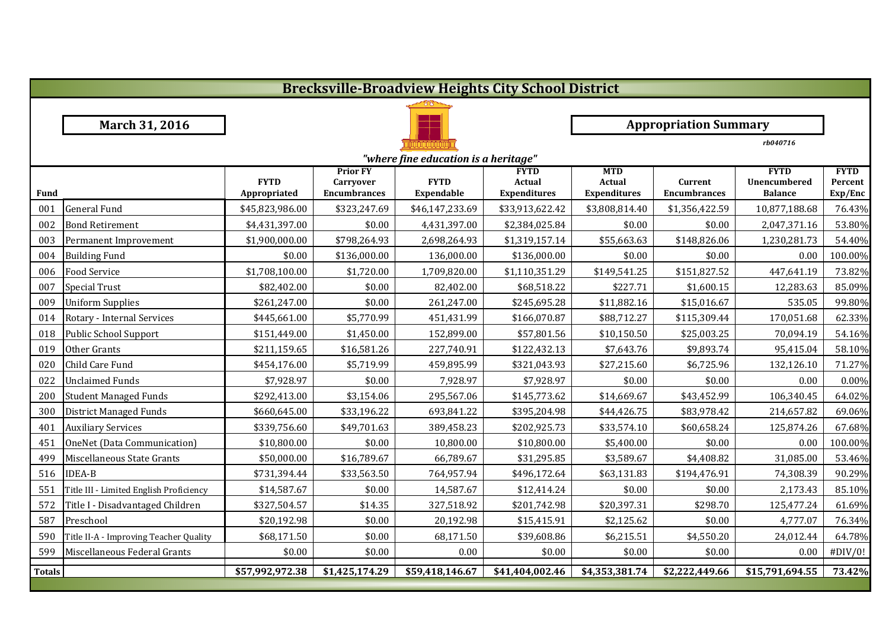# Brecksville-Broadview Heights City School District

**March 31, 2016**

**Appropriation Summary**

*rb040716*

*"where fine education is a heritage"*

| Fund | | FYTD Appropriated | Prior FY Carryover Encumbrances | FYTD Expendable | FYTD Actual Expenditures | MTD Actual Expenditures | Current Encumbrances | FYTD Unencumbered Balance | FYTD Percent Exp/Enc |
|---|---|---|---|---|---|---|---|---|---|
| 001 | General Fund | $45,823,986.00 | $323,247.69 | $46,147,233.69 | $33,913,622.42 | $3,808,814.40 | $1,356,422.59 | 10,877,188.68 | 76.43% |
| 002 | Bond Retirement | $4,431,397.00 | $0.00 | 4,431,397.00 | $2,384,025.84 | $0.00 | $0.00 | 2,047,371.16 | 53.80% |
| 003 | Permanent Improvement | $1,900,000.00 | $798,264.93 | 2,698,264.93 | $1,319,157.14 | $55,663.63 | $148,826.06 | 1,230,281.73 | 54.40% |
| 004 | Building Fund | $0.00 | $136,000.00 | 136,000.00 | $136,000.00 | $0.00 | $0.00 | 0.00 | 100.00% |
| 006 | Food Service | $1,708,100.00 | $1,720.00 | 1,709,820.00 | $1,110,351.29 | $149,541.25 | $151,827.52 | 447,641.19 | 73.82% |
| 007 | Special Trust | $82,402.00 | $0.00 | 82,402.00 | $68,518.22 | $227.71 | $1,600.15 | 12,283.63 | 85.09% |
| 009 | Uniform Supplies | $261,247.00 | $0.00 | 261,247.00 | $245,695.28 | $11,882.16 | $15,016.67 | 535.05 | 99.80% |
| 014 | Rotary - Internal Services | $445,661.00 | $5,770.99 | 451,431.99 | $166,070.87 | $88,712.27 | $115,309.44 | 170,051.68 | 62.33% |
| 018 | Public School Support | $151,449.00 | $1,450.00 | 152,899.00 | $57,801.56 | $10,150.50 | $25,003.25 | 70,094.19 | 54.16% |
| 019 | Other Grants | $211,159.65 | $16,581.26 | 227,740.91 | $122,432.13 | $7,643.76 | $9,893.74 | 95,415.04 | 58.10% |
| 020 | Child Care Fund | $454,176.00 | $5,719.99 | 459,895.99 | $321,043.93 | $27,215.60 | $6,725.96 | 132,126.10 | 71.27% |
| 022 | Unclaimed Funds | $7,928.97 | $0.00 | 7,928.97 | $7,928.97 | $0.00 | $0.00 | 0.00 | 0.00% |
| 200 | Student Managed Funds | $292,413.00 | $3,154.06 | 295,567.06 | $145,773.62 | $14,669.67 | $43,452.99 | 106,340.45 | 64.02% |
| 300 | District Managed Funds | $660,645.00 | $33,196.22 | 693,841.22 | $395,204.98 | $44,426.75 | $83,978.42 | 214,657.82 | 69.06% |
| 401 | Auxiliary Services | $339,756.60 | $49,701.63 | 389,458.23 | $202,925.73 | $33,574.10 | $60,658.24 | 125,874.26 | 67.68% |
| 451 | OneNet (Data Communication) | $10,800.00 | $0.00 | 10,800.00 | $10,800.00 | $5,400.00 | $0.00 | 0.00 | 100.00% |
| 499 | Miscellaneous State Grants | $50,000.00 | $16,789.67 | 66,789.67 | $31,295.85 | $3,589.67 | $4,408.82 | 31,085.00 | 53.46% |
| 516 | IDEA-B | $731,394.44 | $33,563.50 | 764,957.94 | $496,172.64 | $63,131.83 | $194,476.91 | 74,308.39 | 90.29% |
| 551 | Title III - Limited English Proficiency | $14,587.67 | $0.00 | 14,587.67 | $12,414.24 | $0.00 | $0.00 | 2,173.43 | 85.10% |
| 572 | Title I - Disadvantaged Children | $327,504.57 | $14.35 | 327,518.92 | $201,742.98 | $20,397.31 | $298.70 | 125,477.24 | 61.69% |
| 587 | Preschool | $20,192.98 | $0.00 | 20,192.98 | $15,415.91 | $2,125.62 | $0.00 | 4,777.07 | 76.34% |
| 590 | Title II-A - Improving Teacher Quality | $68,171.50 | $0.00 | 68,171.50 | $39,608.86 | $6,215.51 | $4,550.20 | 24,012.44 | 64.78% |
| 599 | Miscellaneous Federal Grants | $0.00 | $0.00 | 0.00 | $0.00 | $0.00 | $0.00 | 0.00 | #DIV/0! |
| **Totals** | | **$57,992,972.38** | **$1,425,174.29** | **$59,418,146.67** | **$41,404,002.46** | **$4,353,381.74** | **$2,222,449.66** | **$15,791,694.55** | **73.42%** |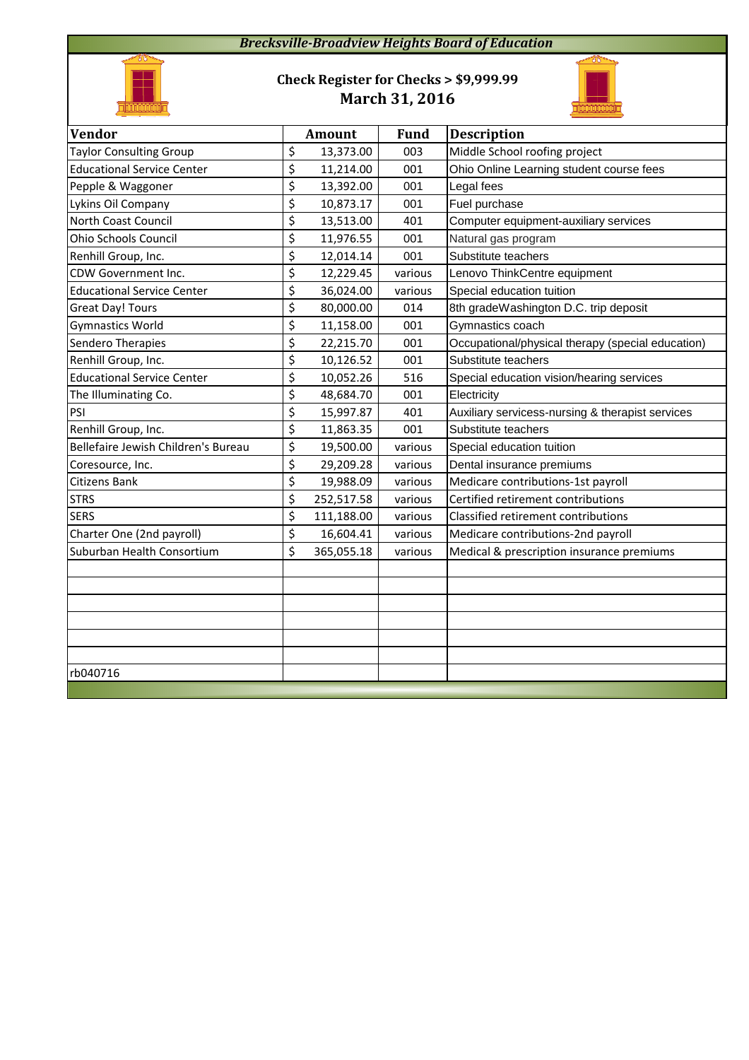*Brecksville-Broadview Heights Board of Education*

**Check Register for Checks > $9,999.99**
**March 31, 2016**

| Vendor | Amount | Fund | Description |
|---|---|---|---|
| Taylor Consulting Group | $ 13,373.00 | 003 | Middle School roofing project |
| Educational Service Center | $ 11,214.00 | 001 | Ohio Online Learning student course fees |
| Pepple & Waggoner | $ 13,392.00 | 001 | Legal fees |
| Lykins Oil Company | $ 10,873.17 | 001 | Fuel purchase |
| North Coast Council | $ 13,513.00 | 401 | Computer equipment-auxiliary services |
| Ohio Schools Council | $ 11,976.55 | 001 | Natural gas program |
| Renhill Group, Inc. | $ 12,014.14 | 001 | Substitute teachers |
| CDW Government Inc. | $ 12,229.45 | various | Lenovo ThinkCentre equipment |
| Educational Service Center | $ 36,024.00 | various | Special education tuition |
| Great Day! Tours | $ 80,000.00 | 014 | 8th gradeWashington D.C. trip deposit |
| Gymnastics World | $ 11,158.00 | 001 | Gymnastics coach |
| Sendero Therapies | $ 22,215.70 | 001 | Occupational/physical therapy (special education) |
| Renhill Group, Inc. | $ 10,126.52 | 001 | Substitute teachers |
| Educational Service Center | $ 10,052.26 | 516 | Special education vision/hearing services |
| The Illuminating Co. | $ 48,684.70 | 001 | Electricity |
| PSI | $ 15,997.87 | 401 | Auxiliary servicess-nursing & therapist services |
| Renhill Group, Inc. | $ 11,863.35 | 001 | Substitute teachers |
| Bellefaire Jewish Children's Bureau | $ 19,500.00 | various | Special education tuition |
| Coresource, Inc. | $ 29,209.28 | various | Dental insurance premiums |
| Citizens Bank | $ 19,988.09 | various | Medicare contributions-1st payroll |
| STRS | $ 252,517.58 | various | Certified retirement contributions |
| SERS | $ 111,188.00 | various | Classified retirement contributions |
| Charter One (2nd payroll) | $ 16,604.41 | various | Medicare contributions-2nd payroll |
| Suburban Health Consortium | $ 365,055.18 | various | Medical & prescription insurance premiums |
| | | | |
| | | | |
| | | | |
| | | | |
| | | | |
| | | | |
| rb040716 | | | |